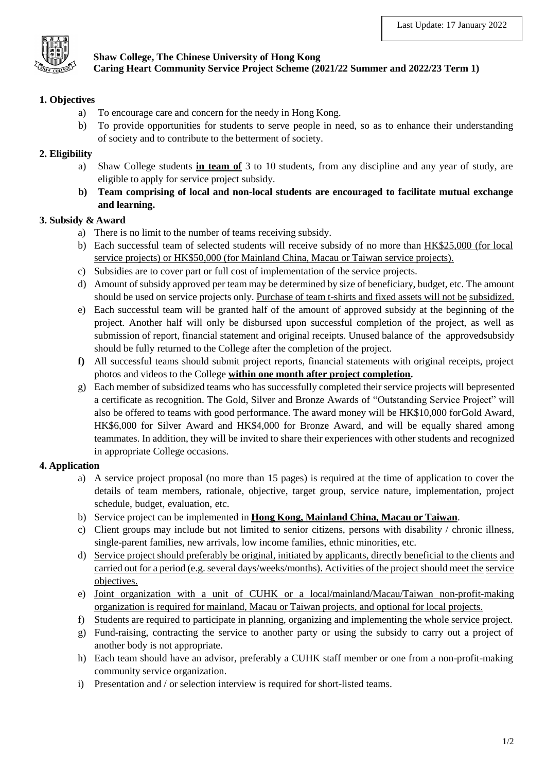Last Update: 17 January 2022

**Shaw College, The Chinese University of Hong Kong**
**Caring Heart Community Service Project Scheme (2021/22 Summer and 2022/23 Term 1)**

## 1. Objectives

a) To encourage care and concern for the needy in Hong Kong.

b) To provide opportunities for students to serve people in need, so as to enhance their understanding of society and to contribute to the betterment of society.

## 2. Eligibility

a) Shaw College students **in team of** 3 to 10 students, from any discipline and any year of study, are eligible to apply for service project subsidy.

**b) Team comprising of local and non-local students are encouraged to facilitate mutual exchange and learning.**

## 3. Subsidy & Award

a) There is no limit to the number of teams receiving subsidy.

b) Each successful team of selected students will receive subsidy of no more than HK$25,000 (for local service projects) or HK$50,000 (for Mainland China, Macau or Taiwan service projects).

c) Subsidies are to cover part or full cost of implementation of the service projects.

d) Amount of subsidy approved per team may be determined by size of beneficiary, budget, etc. The amount should be used on service projects only. Purchase of team t-shirts and fixed assets will not be subsidized.

e) Each successful team will be granted half of the amount of approved subsidy at the beginning of the project. Another half will only be disbursed upon successful completion of the project, as well as submission of report, financial statement and original receipts. Unused balance of the approvedsubsidy should be fully returned to the College after the completion of the project.

**f)** All successful teams should submit project reports, financial statements with original receipts, project photos and videos to the College **within one month after project completion.**

g) Each member of subsidized teams who has successfully completed their service projects will bepresented a certificate as recognition. The Gold, Silver and Bronze Awards of "Outstanding Service Project" will also be offered to teams with good performance. The award money will be HK$10,000 forGold Award, HK$6,000 for Silver Award and HK$4,000 for Bronze Award, and will be equally shared among teammates. In addition, they will be invited to share their experiences with other students and recognized in appropriate College occasions.

## 4. Application

a) A service project proposal (no more than 15 pages) is required at the time of application to cover the details of team members, rationale, objective, target group, service nature, implementation, project schedule, budget, evaluation, etc.

b) Service project can be implemented in **Hong Kong, Mainland China, Macau or Taiwan**.

c) Client groups may include but not limited to senior citizens, persons with disability / chronic illness, single-parent families, new arrivals, low income families, ethnic minorities, etc.

d) Service project should preferably be original, initiated by applicants, directly beneficial to the clients and carried out for a period (e.g. several days/weeks/months). Activities of the project should meet the service objectives.

e) Joint organization with a unit of CUHK or a local/mainland/Macau/Taiwan non-profit-making organization is required for mainland, Macau or Taiwan projects, and optional for local projects.

f) Students are required to participate in planning, organizing and implementing the whole service project.

g) Fund-raising, contracting the service to another party or using the subsidy to carry out a project of another body is not appropriate.

h) Each team should have an advisor, preferably a CUHK staff member or one from a non-profit-making community service organization.

i) Presentation and / or selection interview is required for short-listed teams.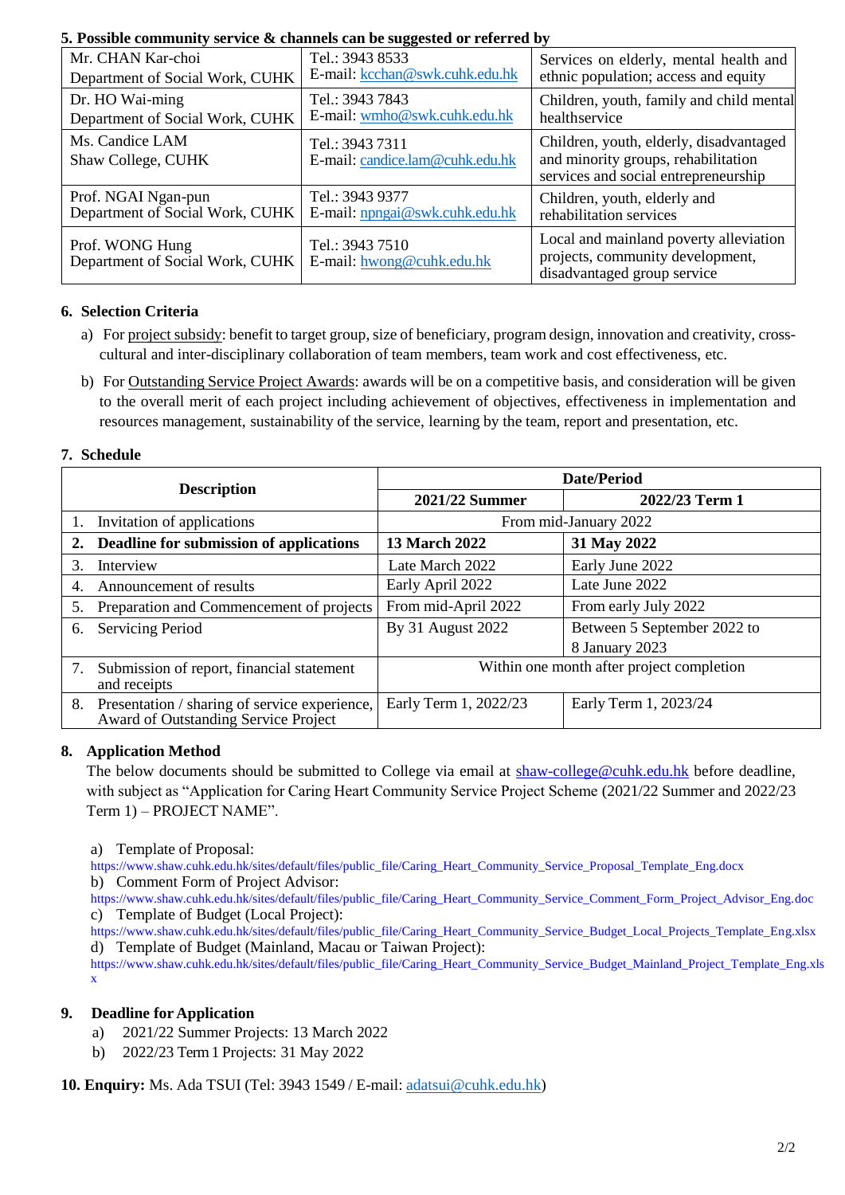## 5. Possible community service & channels can be suggested or referred by

| | | |
|---|---|---|
| Mr. CHAN Kar-choi<br>Department of Social Work, CUHK | Tel.: 3943 8533<br>E-mail: kcchan@swk.cuhk.edu.hk | Services on elderly, mental health and ethnic population; access and equity |
| Dr. HO Wai-ming<br>Department of Social Work, CUHK | Tel.: 3943 7843<br>E-mail: wmho@swk.cuhk.edu.hk | Children, youth, family and child mental healthservice |
| Ms. Candice LAM<br>Shaw College, CUHK | Tel.: 3943 7311<br>E-mail: candice.lam@cuhk.edu.hk | Children, youth, elderly, disadvantaged and minority groups, rehabilitation services and social entrepreneurship |
| Prof. NGAI Ngan-pun<br>Department of Social Work, CUHK | Tel.: 3943 9377<br>E-mail: npngai@swk.cuhk.edu.hk | Children, youth, elderly and rehabilitation services |
| Prof. WONG Hung<br>Department of Social Work, CUHK | Tel.: 3943 7510<br>E-mail: hwong@cuhk.edu.hk | Local and mainland poverty alleviation projects, community development, disadvantaged group service |

## 6. Selection Criteria

a) For project subsidy: benefit to target group, size of beneficiary, program design, innovation and creativity, cross-cultural and inter-disciplinary collaboration of team members, team work and cost effectiveness, etc.

b) For Outstanding Service Project Awards: awards will be on a competitive basis, and consideration will be given to the overall merit of each project including achievement of objectives, effectiveness in implementation and resources management, sustainability of the service, learning by the team, report and presentation, etc.

## 7. Schedule

| Description | Date/Period | |
|---|---|---|
| | **2021/22 Summer** | **2022/23 Term 1** |
| 1. Invitation of applications | From mid-January 2022 | |
| **2. Deadline for submission of applications** | **13 March 2022** | **31 May 2022** |
| 3. Interview | Late March 2022 | Early June 2022 |
| 4. Announcement of results | Early April 2022 | Late June 2022 |
| 5. Preparation and Commencement of projects | From mid-April 2022 | From early July 2022 |
| 6. Servicing Period | By 31 August 2022 | Between 5 September 2022 to 8 January 2023 |
| 7. Submission of report, financial statement and receipts | Within one month after project completion | |
| 8. Presentation / sharing of service experience, Award of Outstanding Service Project | Early Term 1, 2022/23 | Early Term 1, 2023/24 |

## 8. Application Method

The below documents should be submitted to College via email at shaw-college@cuhk.edu.hk before deadline, with subject as "Application for Caring Heart Community Service Project Scheme (2021/22 Summer and 2022/23 Term 1) – PROJECT NAME".

a) Template of Proposal:
https://www.shaw.cuhk.edu.hk/sites/default/files/public_file/Caring_Heart_Community_Service_Proposal_Template_Eng.docx

b) Comment Form of Project Advisor:
https://www.shaw.cuhk.edu.hk/sites/default/files/public_file/Caring_Heart_Community_Service_Comment_Form_Project_Advisor_Eng.doc

c) Template of Budget (Local Project):
https://www.shaw.cuhk.edu.hk/sites/default/files/public_file/Caring_Heart_Community_Service_Budget_Local_Projects_Template_Eng.xlsx

d) Template of Budget (Mainland, Macau or Taiwan Project):
https://www.shaw.cuhk.edu.hk/sites/default/files/public_file/Caring_Heart_Community_Service_Budget_Mainland_Project_Template_Eng.xlsx

## 9. Deadline for Application

a) 2021/22 Summer Projects: 13 March 2022

b) 2022/23 Term 1 Projects: 31 May 2022

**10. Enquiry:** Ms. Ada TSUI (Tel: 3943 1549 / E-mail: adatsui@cuhk.edu.hk)